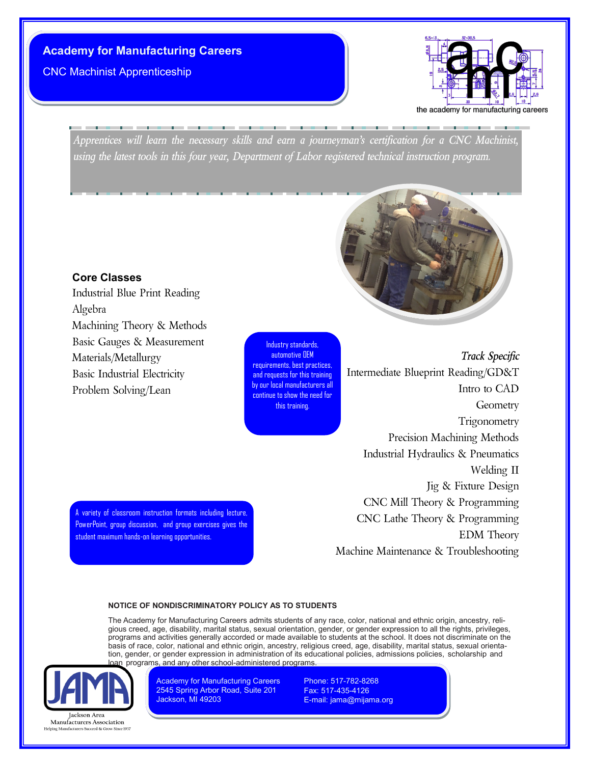# Academy for Manufacturing Careers

## CNC Machinist Apprenticeship

the academy for manufacturing careers

*Apprentices will learn the necessary skills and earn a journeyman's certification for a CNC Machinist, using the latest tools in this four year, Department of Labor registered technical instruction program.*

### Core Classes

Industrial Blue Print Reading
Algebra
Machining Theory & Methods
Basic Gauges & Measurement
Materials/Metallurgy
Basic Industrial Electricity
Problem Solving/Lean

Industry standards, automotive OEM requirements, best practices, and requests for this training by our local manufacturers all continue to show the need for this training.

### *Track Specific*

Intermediate Blueprint Reading/GD&T
Intro to CAD
Geometry
Trigonometry
Precision Machining Methods
Industrial Hydraulics & Pneumatics
Welding II
Jig & Fixture Design
CNC Mill Theory & Programming
CNC Lathe Theory & Programming
EDM Theory
Machine Maintenance & Troubleshooting

A variety of classroom instruction formats including lecture, PowerPoint, group discussion, and group exercises gives the student maximum hands-on learning opportunities.

**NOTICE OF NONDISCRIMINATORY POLICY AS TO STUDENTS**

The Academy for Manufacturing Careers admits students of any race, color, national and ethnic origin, ancestry, religious creed, age, disability, marital status, sexual orientation, gender, or gender expression to all the rights, privileges, programs and activities generally accorded or made available to students at the school. It does not discriminate on the basis of race, color, national and ethnic origin, ancestry, religious creed, age, disability, marital status, sexual orientation, gender, or gender expression in administration of its educational policies, admissions policies, scholarship and loan programs, and any other school-administered programs.

JAMA
Jackson Area Manufacturers Association
Helping Manufacturers Succeed & Grow Since 1937

Academy for Manufacturing Careers
2545 Spring Arbor Road, Suite 201
Jackson, MI 49203

Phone: 517-782-8268
Fax: 517-435-4126
E-mail: jama@mijama.org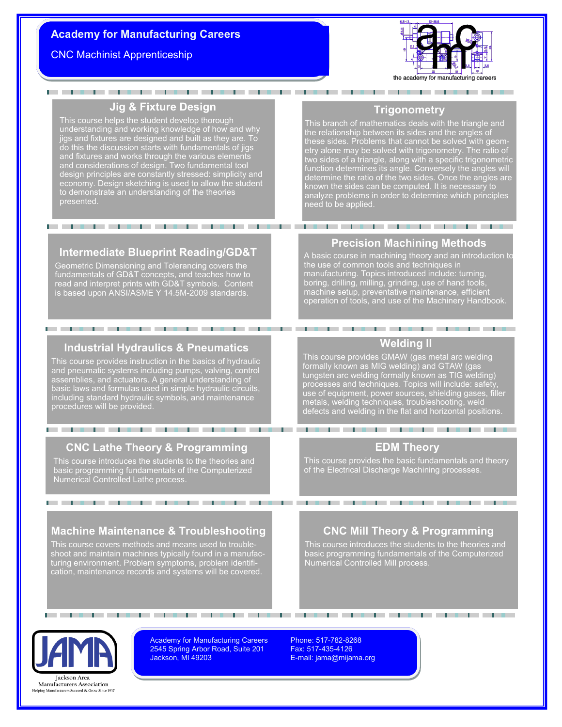# Academy for Manufacturing Careers

CNC Machinist Apprenticeship

the academy for manufacturing careers

## Jig & Fixture Design

This course helps the student develop thorough understanding and working knowledge of how and why jigs and fixtures are designed and built as they are. To do this the discussion starts with fundamentals of jigs and fixtures and works through the various elements and considerations of design. Two fundamental tool design principles are constantly stressed: simplicity and economy. Design sketching is used to allow the student to demonstrate an understanding of the theories presented.

## Trigonometry

This branch of mathematics deals with the triangle and the relationship between its sides and the angles of these sides. Problems that cannot be solved with geometry alone may be solved with trigonometry. The ratio of two sides of a triangle, along with a specific trigonometric function determines its angle. Conversely the angles will determine the ratio of the two sides. Once the angles are known the sides can be computed. It is necessary to analyze problems in order to determine which principles need to be applied.

## Intermediate Blueprint Reading/GD&T

Geometric Dimensioning and Tolerancing covers the fundamentals of GD&T concepts, and teaches how to read and interpret prints with GD&T symbols. Content is based upon ANSI/ASME Y 14.5M-2009 standards.

## Precision Machining Methods

A basic course in machining theory and an introduction to the use of common tools and techniques in manufacturing. Topics introduced include: turning, boring, drilling, milling, grinding, use of hand tools, machine setup, preventative maintenance, efficient operation of tools, and use of the Machinery Handbook.

## Industrial Hydraulics & Pneumatics

This course provides instruction in the basics of hydraulic and pneumatic systems including pumps, valving, control assemblies, and actuators. A general understanding of basic laws and formulas used in simple hydraulic circuits, including standard hydraulic symbols, and maintenance procedures will be provided.

## Welding II

This course provides GMAW (gas metal arc welding formally known as MIG welding) and GTAW (gas tungsten arc welding formally known as TIG welding) processes and techniques. Topics will include: safety, use of equipment, power sources, shielding gases, filler metals, welding techniques, troubleshooting, weld defects and welding in the flat and horizontal positions.

## CNC Lathe Theory & Programming

This course introduces the students to the theories and basic programming fundamentals of the Computerized Numerical Controlled Lathe process.

## EDM Theory

This course provides the basic fundamentals and theory of the Electrical Discharge Machining processes.

## Machine Maintenance & Troubleshooting

This course covers methods and means used to troubleshoot and maintain machines typically found in a manufacturing environment. Problem symptoms, problem identification, maintenance records and systems will be covered.

## CNC Mill Theory & Programming

This course introduces the students to the theories and basic programming fundamentals of the Computerized Numerical Controlled Mill process.

JAMA
Jackson Area Manufacturers Association
Helping Manufacturers Succeed & Grow Since 1937

Academy for Manufacturing Careers
2545 Spring Arbor Road, Suite 201
Jackson, MI 49203

Phone: 517-782-8268
Fax: 517-435-4126
E-mail: jama@mijama.org